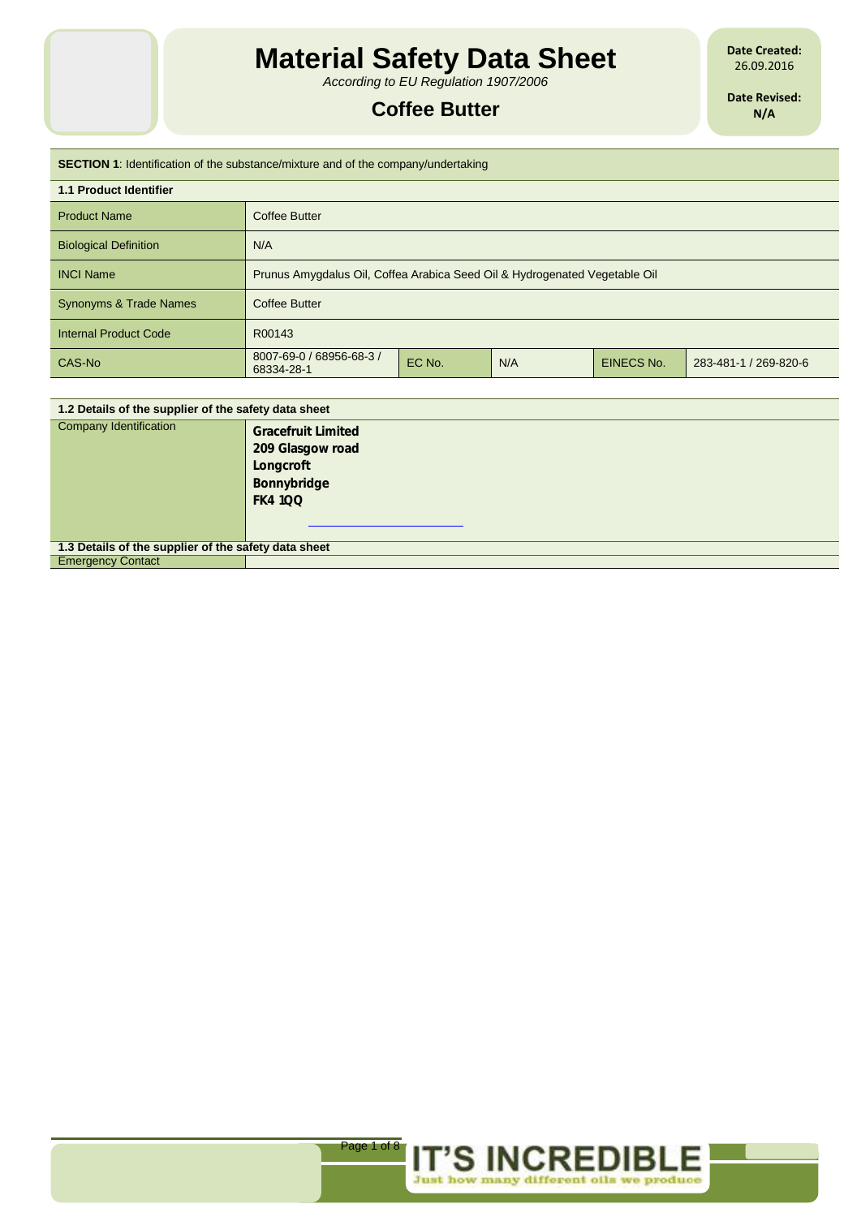# Material Safety Data Sheet

*According to EU Regulation 1907/2006*

## Coffee Butter

**Date Created:** 26.09.2016

**Date Revised:** N/A

| **SECTION 1**: Identification of the substance/mixture and of the company/undertaking | | | | | |
|---|---|---|---|---|---|
| **1.1 Product Identifier** | | | | | |
| Product Name | Coffee Butter | | | | |
| Biological Definition | N/A | | | | |
| INCI Name | Prunus Amygdalus Oil, Coffea Arabica Seed Oil & Hydrogenated Vegetable Oil | | | | |
| Synonyms & Trade Names | Coffee Butter | | | | |
| Internal Product Code | R00143 | | | | |
| CAS-No | 8007-69-0 / 68956-68-3 / 68334-28-1 | EC No. | N/A | EINECS No. | 283-481-1 / 269-820-6 |

| **1.2 Details of the supplier of the safety data sheet** | |
|---|---|
| Company Identification | **Gracefruit Limited**<br>**209 Glasgow road**<br>**Longcroft**<br>**Bonnybridge**<br>**FK4 1QQ** |
| **1.3 Details of the supplier of the safety data sheet** | |
| Emergency Contact | |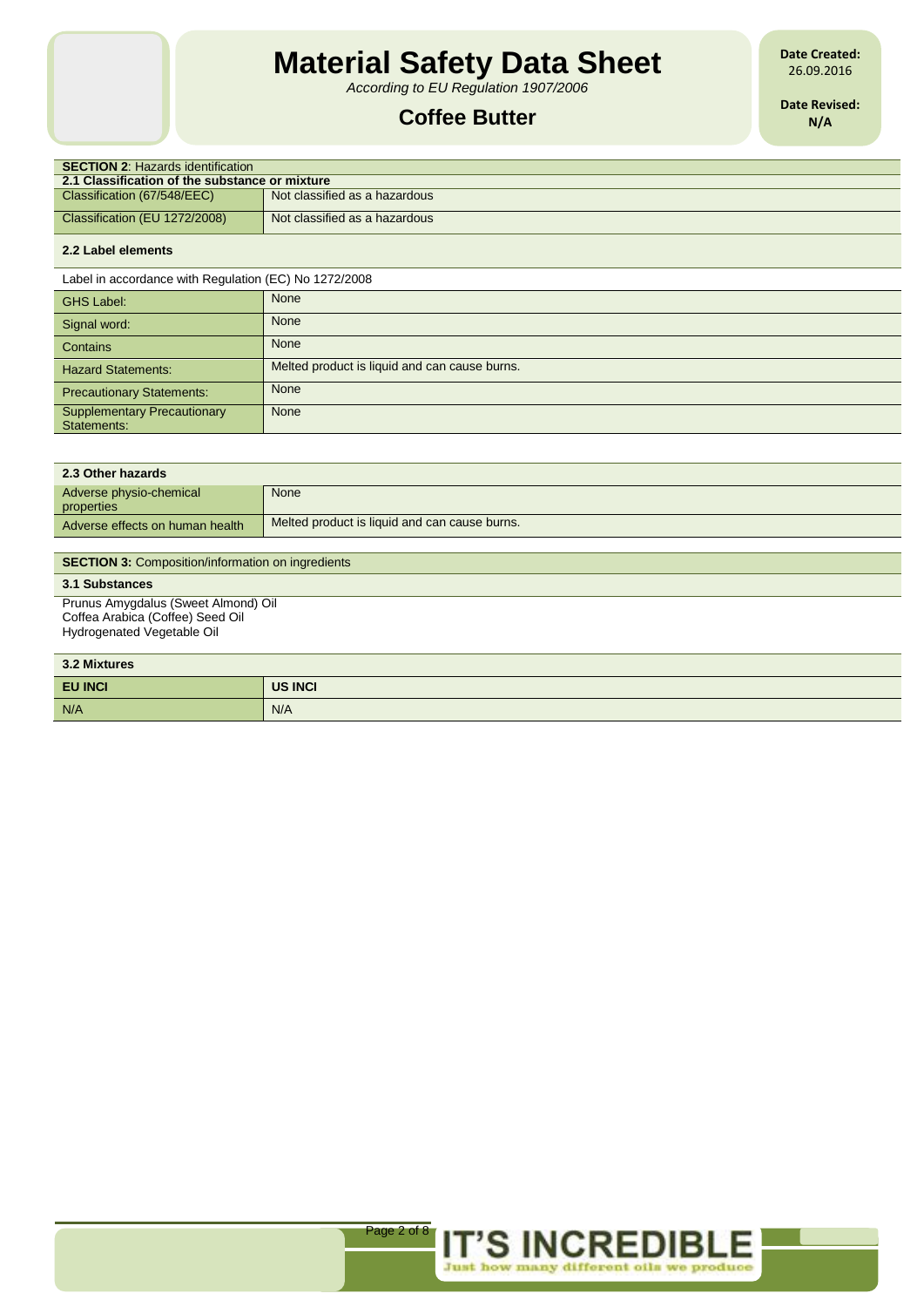## SECTION 2: Hazards identification

### 2.1 Classification of the substance or mixture

| | |
|---|---|
| Classification (67/548/EEC) | Not classified as a hazardous |
| Classification (EU 1272/2008) | Not classified as a hazardous |

### 2.2 Label elements

Label in accordance with Regulation (EC) No 1272/2008

| | |
|---|---|
| GHS Label: | None |
| Signal word: | None |
| Contains | None |
| Hazard Statements: | Melted product is liquid and can cause burns. |
| Precautionary Statements: | None |
| Supplementary Precautionary Statements: | None |

### 2.3 Other hazards

| | |
|---|---|
| Adverse physio-chemical properties | None |
| Adverse effects on human health | Melted product is liquid and can cause burns. |

## SECTION 3: Composition/information on ingredients

### 3.1 Substances

Prunus Amygdalus (Sweet Almond) Oil
Coffea Arabica (Coffee) Seed Oil
Hydrogenated Vegetable Oil

### 3.2 Mixtures

| EU INCI | US INCI |
|---|---|
| N/A | N/A |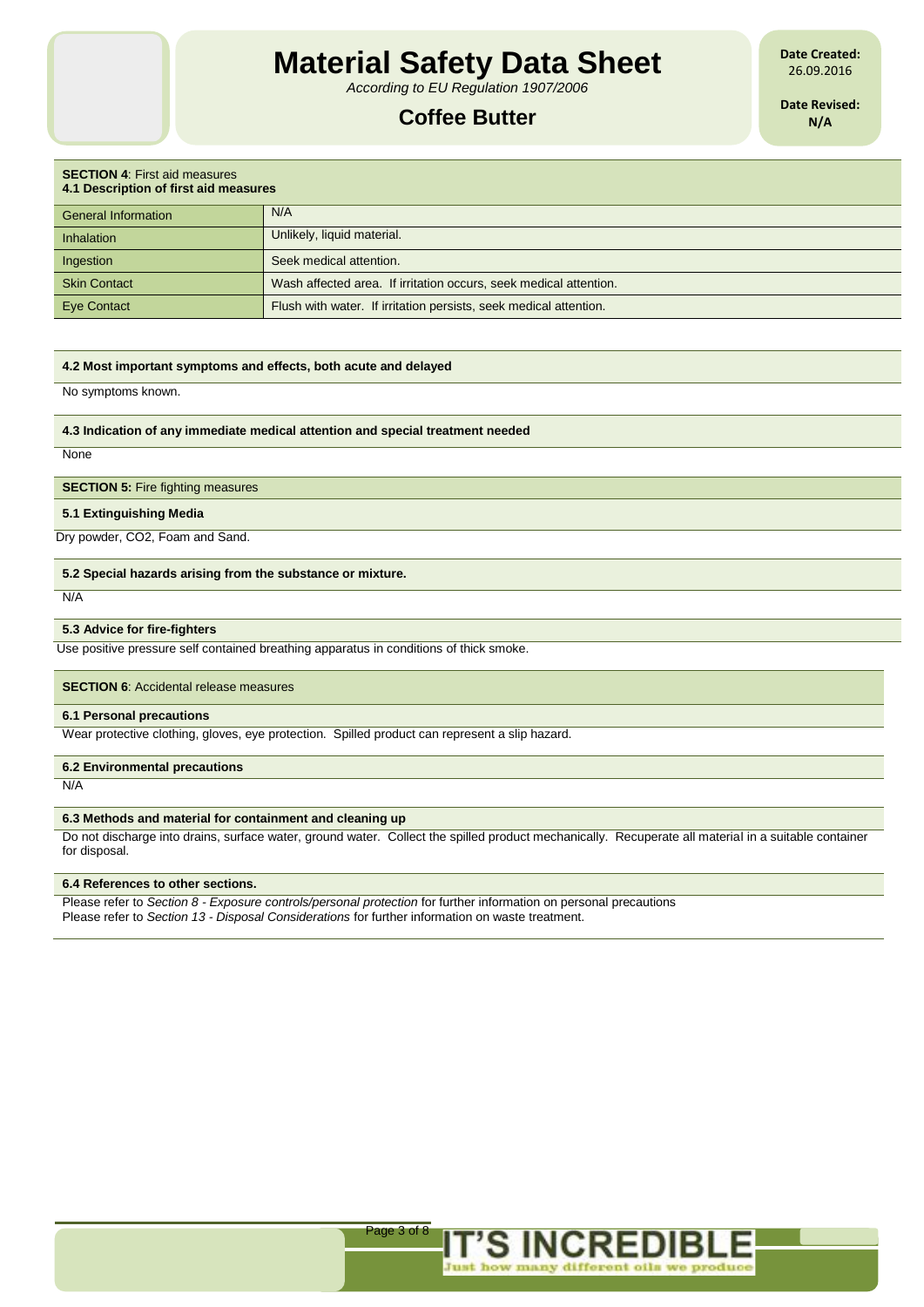**SECTION 4**: First aid measures
**4.1 Description of first aid measures**

| | |
|---|---|
| General Information | N/A |
| Inhalation | Unlikely, liquid material. |
| Ingestion | Seek medical attention. |
| Skin Contact | Wash affected area. If irritation occurs, seek medical attention. |
| Eye Contact | Flush with water. If irritation persists, seek medical attention. |

**4.2 Most important symptoms and effects, both acute and delayed**

No symptoms known.

**4.3 Indication of any immediate medical attention and special treatment needed**

None

**SECTION 5:** Fire fighting measures

**5.1 Extinguishing Media**

Dry powder, $CO_2$, Foam and Sand.

**5.2 Special hazards arising from the substance or mixture.**

N/A

**5.3 Advice for fire-fighters**

Use positive pressure self contained breathing apparatus in conditions of thick smoke.

**SECTION 6**: Accidental release measures

**6.1 Personal precautions**

Wear protective clothing, gloves, eye protection. Spilled product can represent a slip hazard.

**6.2 Environmental precautions**

N/A

**6.3 Methods and material for containment and cleaning up**

Do not discharge into drains, surface water, ground water. Collect the spilled product mechanically. Recuperate all material in a suitable container for disposal.

**6.4 References to other sections.**

Please refer to *Section 8 - Exposure controls/personal protection* for further information on personal precautions
Please refer to *Section 13 - Disposal Considerations* for further information on waste treatment.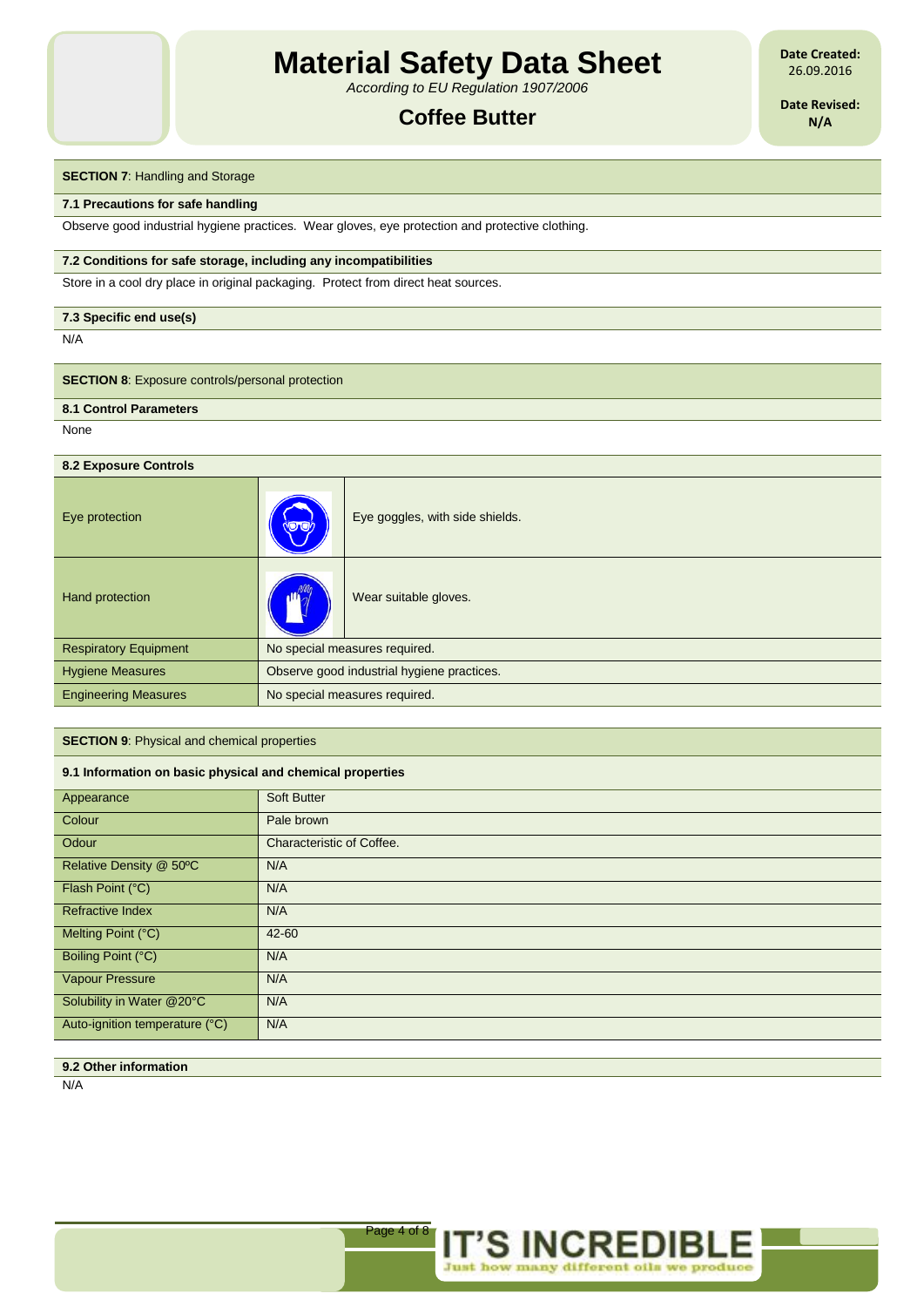**SECTION 7**: Handling and Storage

**7.1 Precautions for safe handling**

Observe good industrial hygiene practices. Wear gloves, eye protection and protective clothing.

**7.2 Conditions for safe storage, including any incompatibilities**

Store in a cool dry place in original packaging. Protect from direct heat sources.

**7.3 Specific end use(s)**

N/A

**SECTION 8**: Exposure controls/personal protection

**8.1 Control Parameters**

None

**8.2 Exposure Controls**

| | |
|---|---|
| Eye protection | Eye goggles, with side shields. |
| Hand protection | Wear suitable gloves. |
| Respiratory Equipment | No special measures required. |
| Hygiene Measures | Observe good industrial hygiene practices. |
| Engineering Measures | No special measures required. |

**SECTION 9**: Physical and chemical properties

**9.1 Information on basic physical and chemical properties**

| | |
|---|---|
| Appearance | Soft Butter |
| Colour | Pale brown |
| Odour | Characteristic of Coffee. |
| Relative Density @ 50ºC | N/A |
| Flash Point (°C) | N/A |
| Refractive Index | N/A |
| Melting Point (°C) | 42-60 |
| Boiling Point (°C) | N/A |
| Vapour Pressure | N/A |
| Solubility in Water @20°C | N/A |
| Auto-ignition temperature (°C) | N/A |

**9.2 Other information**

N/A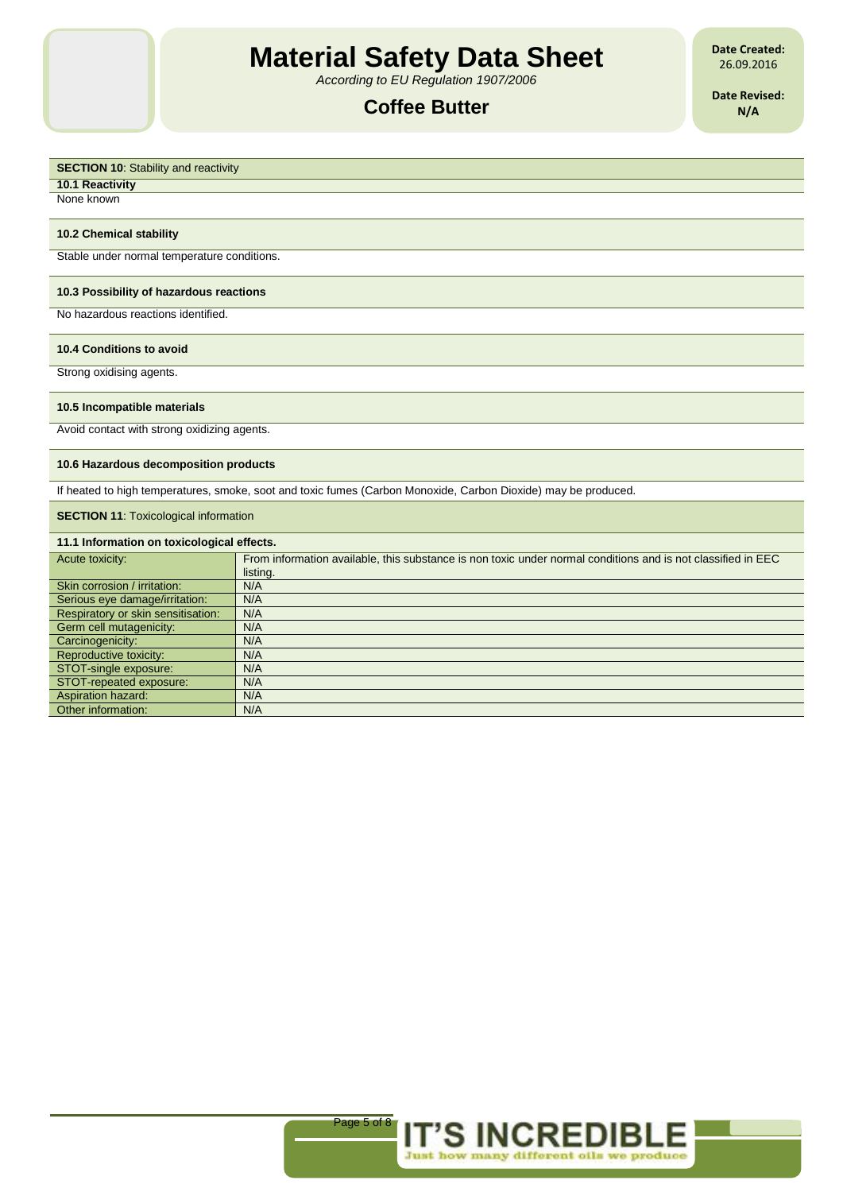## SECTION 10: Stability and reactivity

### 10.1 Reactivity

None known

### 10.2 Chemical stability

Stable under normal temperature conditions.

### 10.3 Possibility of hazardous reactions

No hazardous reactions identified.

### 10.4 Conditions to avoid

Strong oxidising agents.

### 10.5 Incompatible materials

Avoid contact with strong oxidizing agents.

### 10.6 Hazardous decomposition products

If heated to high temperatures, smoke, soot and toxic fumes (Carbon Monoxide, Carbon Dioxide) may be produced.

## SECTION 11: Toxicological information

### 11.1 Information on toxicological effects.

| | |
|---|---|
| Acute toxicity: | From information available, this substance is non toxic under normal conditions and is not classified in EEC listing. |
| Skin corrosion / irritation: | N/A |
| Serious eye damage/irritation: | N/A |
| Respiratory or skin sensitisation: | N/A |
| Germ cell mutagenicity: | N/A |
| Carcinogenicity: | N/A |
| Reproductive toxicity: | N/A |
| STOT-single exposure: | N/A |
| STOT-repeated exposure: | N/A |
| Aspiration hazard: | N/A |
| Other information: | N/A |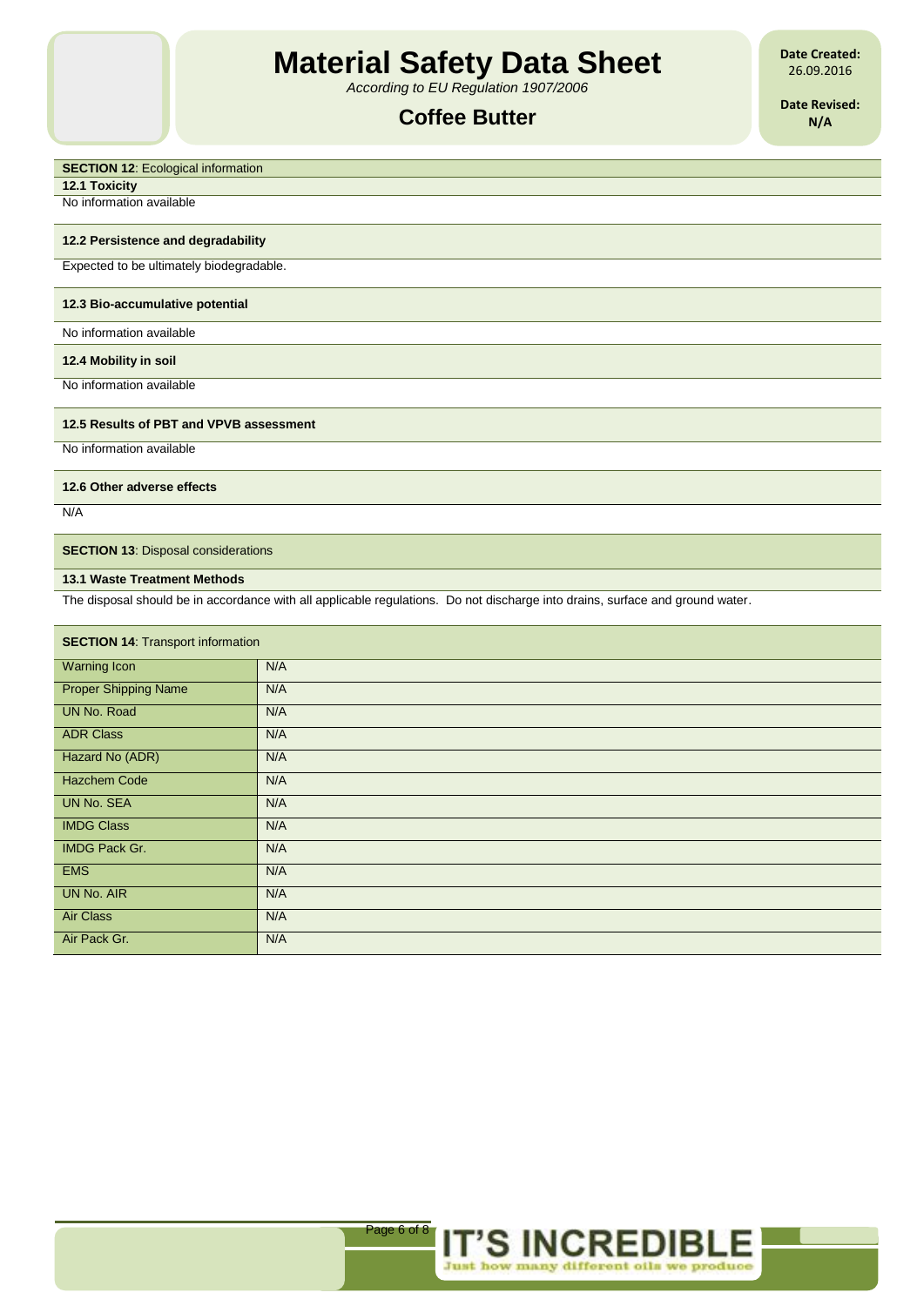**SECTION 12**: Ecological information

**12.1 Toxicity**

No information available

**12.2 Persistence and degradability**

Expected to be ultimately biodegradable.

**12.3 Bio-accumulative potential**

No information available

**12.4 Mobility in soil**

No information available

**12.5 Results of PBT and VPVB assessment**

No information available

**12.6 Other adverse effects**

N/A

**SECTION 13**: Disposal considerations

**13.1 Waste Treatment Methods**

The disposal should be in accordance with all applicable regulations. Do not discharge into drains, surface and ground water.

**SECTION 14**: Transport information

| | |
|---|---|
| Warning Icon | N/A |
| Proper Shipping Name | N/A |
| UN No. Road | N/A |
| ADR Class | N/A |
| Hazard No (ADR) | N/A |
| Hazchem Code | N/A |
| UN No. SEA | N/A |
| IMDG Class | N/A |
| IMDG Pack Gr. | N/A |
| EMS | N/A |
| UN No. AIR | N/A |
| Air Class | N/A |
| Air Pack Gr. | N/A |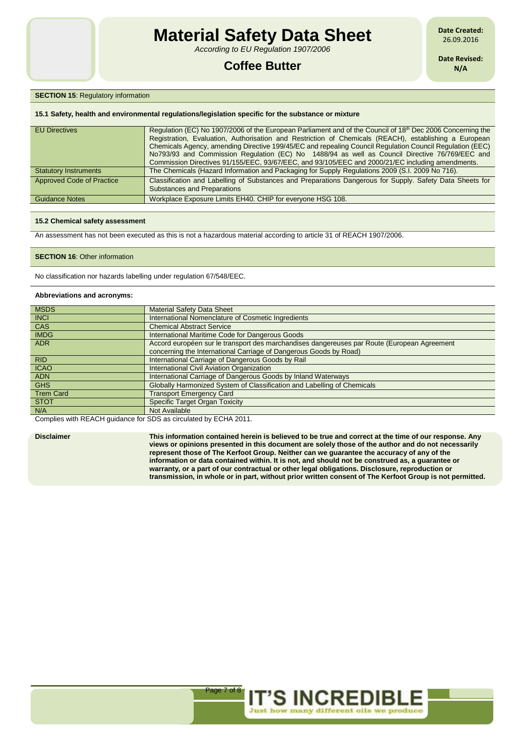**SECTION 15**: Regulatory information

**15.1 Safety, health and environmental regulations/legislation specific for the substance or mixture**

| | |
|---|---|
| EU Directives | Regulation (EC) No 1907/2006 of the European Parliament and of the Council of 18th Dec 2006 Concerning the Registration, Evaluation, Authorisation and Restriction of Chemicals (REACH), establishing a European Chemicals Agency, amending Directive 199/45/EC and repealing Council Regulation Council Regulation (EEC) No793/93 and Commission Regulation (EC) No 1488/94 as well as Council Directive 76/769/EEC and Commission Directives 91/155/EEC, 93/67/EEC, and 93/105/EEC and 2000/21/EC including amendments. |
| Statutory Instruments | The Chemicals (Hazard Information and Packaging for Supply Regulations 2009 (S.I. 2009 No 716). |
| Approved Code of Practice | Classification and Labelling of Substances and Preparations Dangerous for Supply. Safety Data Sheets for Substances and Preparations |
| Guidance Notes | Workplace Exposure Limits EH40. CHIP for everyone HSG 108. |

**15.2 Chemical safety assessment**

An assessment has not been executed as this is not a hazardous material according to article 31 of REACH 1907/2006.

**SECTION 16**: Other information

No classification nor hazards labelling under regulation 67/548/EEC.

**Abbreviations and acronyms:**

| | |
|---|---|
| MSDS | Material Safety Data Sheet |
| INCI | International Nomenclature of Cosmetic Ingredients |
| CAS | Chemical Abstract Service |
| IMDG | International Maritime Code for Dangerous Goods |
| ADR | Accord européen sur le transport des marchandises dangereuses par Route (European Agreement concerning the International Carriage of Dangerous Goods by Road) |
| RID | International Carriage of Dangerous Goods by Rail |
| ICAO | International Civil Aviation Organization |
| ADN | International Carriage of Dangerous Goods by Inland Waterways |
| GHS | Globally Harmonized System of Classification and Labelling of Chemicals |
| Trem Card | Transport Emergency Card |
| STOT | Specific Target Organ Toxicity |
| N/A | Not Available |

Complies with REACH guidance for SDS as circulated by ECHA 2011.

**Disclaimer**

**This information contained herein is believed to be true and correct at the time of our response. Any views or opinions presented in this document are solely those of the author and do not necessarily represent those of The Kerfoot Group. Neither can we guarantee the accuracy of any of the information or data contained within. It is not, and should not be construed as, a guarantee or warranty, or a part of our contractual or other legal obligations. Disclosure, reproduction or transmission, in whole or in part, without prior written consent of The Kerfoot Group is not permitted.**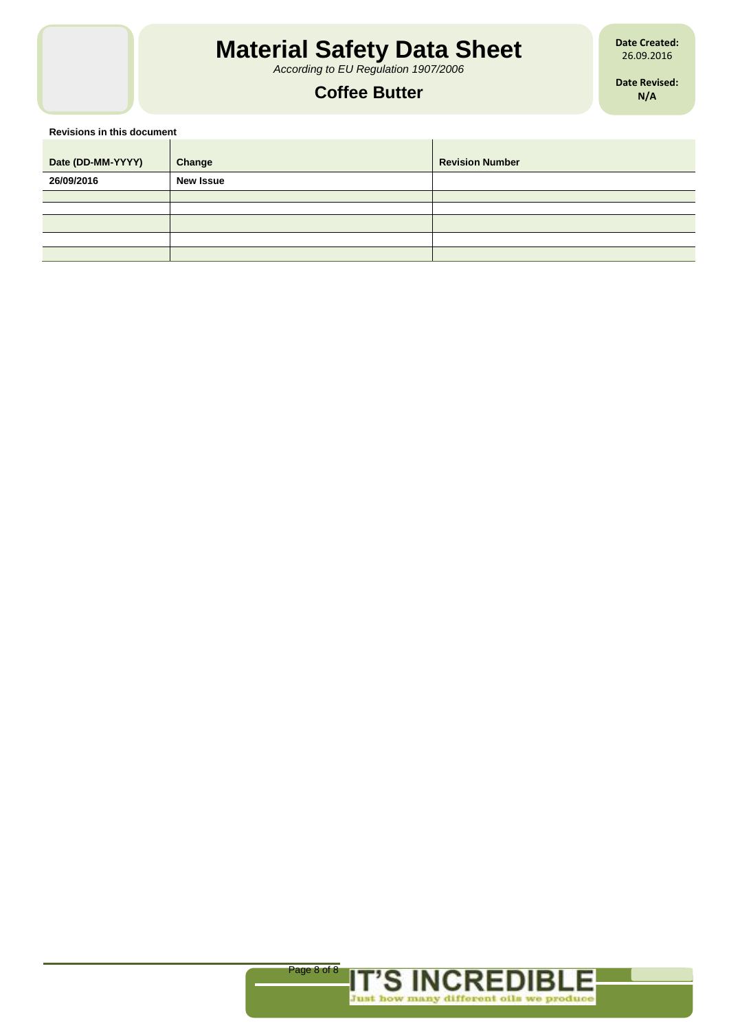**Revisions in this document**

| Date (DD-MM-YYYY) | Change | Revision Number |
|---|---|---|
| 26/09/2016 | New Issue | |
| | | |
| | | |
| | | |
| | | |
| | | |